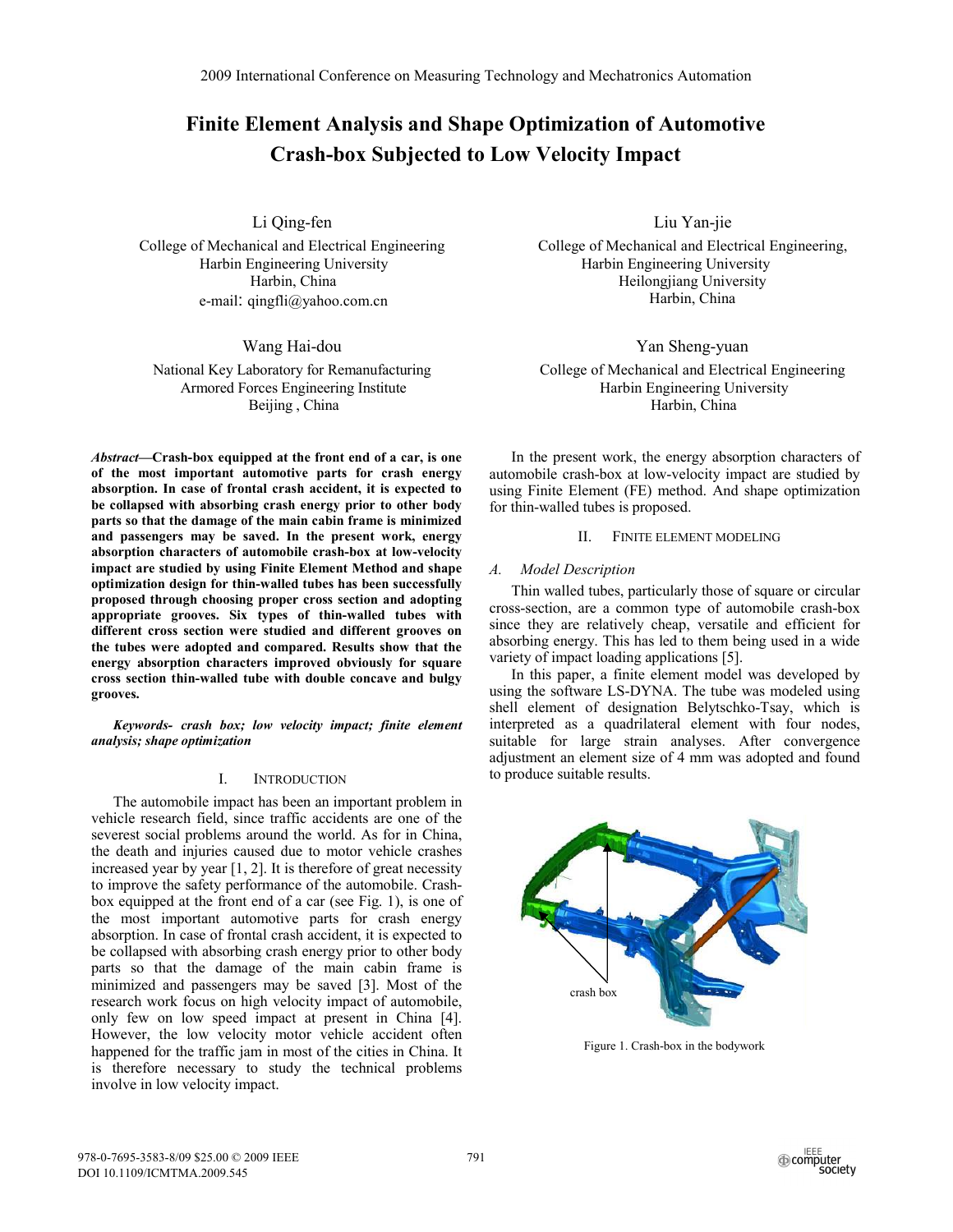2009 International Conference on Measuring Technology and Mechatronics Automation

# Finite Element Analysis and Shape Optimization of Automotive Crash-box Subjected to Low Velocity Impact

Li Qing-fen
College of Mechanical and Electrical Engineering
Harbin Engineering University
Harbin, China
e-mail: qingfli@yahoo.com.cn

Liu Yan-jie
College of Mechanical and Electrical Engineering,
Harbin Engineering University
Heilongjiang University
Harbin, China

Wang Hai-dou
National Key Laboratory for Remanufacturing
Armored Forces Engineering Institute
Beijing, China

Yan Sheng-yuan
College of Mechanical and Electrical Engineering
Harbin Engineering University
Harbin, China

***Abstract*—Crash-box equipped at the front end of a car, is one of the most important automotive parts for crash energy absorption. In case of frontal crash accident, it is expected to be collapsed with absorbing crash energy prior to other body parts so that the damage of the main cabin frame is minimized and passengers may be saved. In the present work, energy absorption characters of automobile crash-box at low-velocity impact are studied by using Finite Element Method and shape optimization design for thin-walled tubes has been successfully proposed through choosing proper cross section and adopting appropriate grooves. Six types of thin-walled tubes with different cross section were studied and different grooves on the tubes were adopted and compared. Results show that the energy absorption characters improved obviously for square cross section thin-walled tube with double concave and bulgy grooves.**

***Keywords- crash box; low velocity impact; finite element analysis; shape optimization***

## I. Introduction

The automobile impact has been an important problem in vehicle research field, since traffic accidents are one of the severest social problems around the world. As for in China, the death and injuries caused due to motor vehicle crashes increased year by year [1, 2]. It is therefore of great necessity to improve the safety performance of the automobile. Crash-box equipped at the front end of a car (see Fig. 1), is one of the most important automotive parts for crash energy absorption. In case of frontal crash accident, it is expected to be collapsed with absorbing crash energy prior to other body parts so that the damage of the main cabin frame is minimized and passengers may be saved [3]. Most of the research work focus on high velocity impact of automobile, only few on low speed impact at present in China [4]. However, the low velocity motor vehicle accident often happened for the traffic jam in most of the cities in China. It is therefore necessary to study the technical problems involve in low velocity impact.

In the present work, the energy absorption characters of automobile crash-box at low-velocity impact are studied by using Finite Element (FE) method. And shape optimization for thin-walled tubes is proposed.

## II. Finite Element Modeling

### *A. Model Description*

Thin walled tubes, particularly those of square or circular cross-section, are a common type of automobile crash-box since they are relatively cheap, versatile and efficient for absorbing energy. This has led to them being used in a wide variety of impact loading applications [5].

In this paper, a finite element model was developed by using the software LS-DYNA. The tube was modeled using shell element of designation Belytschko-Tsay, which is interpreted as a quadrilateral element with four nodes, suitable for large strain analyses. After convergence adjustment an element size of 4 mm was adopted and found to produce suitable results.

crash box

Figure 1. Crash-box in the bodywork

978-0-7695-3583-8/09 $25.00 © 2009 IEEE
DOI 10.1109/ICMTMA.2009.545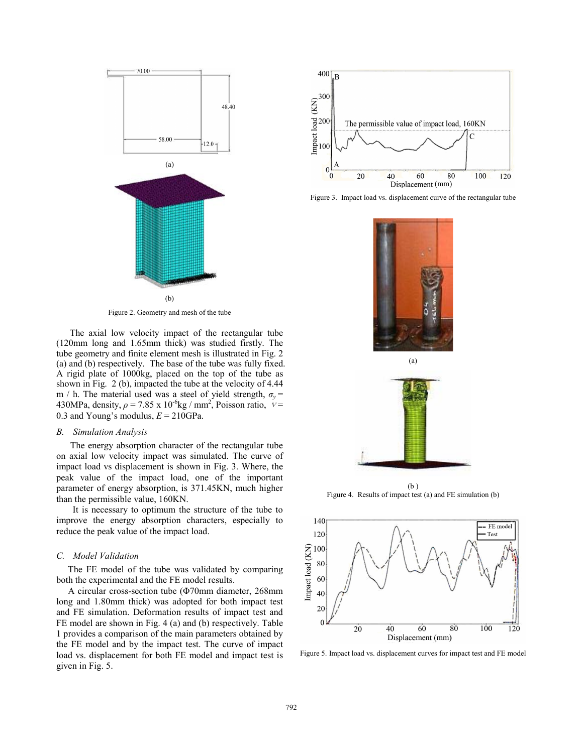Figure 2. Geometry and mesh of the tube

The axial low velocity impact of the rectangular tube (120mm long and 1.65mm thick) was studied firstly. The tube geometry and finite element mesh is illustrated in Fig. 2 (a) and (b) respectively. The base of the tube was fully fixed. A rigid plate of 1000kg, placed on the top of the tube as shown in Fig. 2 (b), impacted the tube at the velocity of 4.44 m / h. The material used was a steel of yield strength, $\sigma_y$ = 430MPa, density, $\rho$ = 7.85 x $10^{-6}$kg / mm$^2$, Poisson ratio, $\nu$ = 0.3 and Young's modulus, $E$ = 210GPa.

### B. Simulation Analysis

The energy absorption character of the rectangular tube on axial low velocity impact was simulated. The curve of impact load vs displacement is shown in Fig. 3. Where, the peak value of the impact load, one of the important parameter of energy absorption, is 371.45KN, much higher than the permissible value, 160KN.

It is necessary to optimum the structure of the tube to improve the energy absorption characters, especially to reduce the peak value of the impact load.

### C. Model Validation

The FE model of the tube was validated by comparing both the experimental and the FE model results.

A circular cross-section tube (Φ70mm diameter, 268mm long and 1.80mm thick) was adopted for both impact test and FE simulation. Deformation results of impact test and FE model are shown in Fig. 4 (a) and (b) respectively. Table 1 provides a comparison of the main parameters obtained by the FE model and by the impact test. The curve of impact load vs. displacement for both FE model and impact test is given in Fig. 5.

Figure 3. Impact load vs. displacement curve of the rectangular tube

Figure 4. Results of impact test (a) and FE simulation (b)

Figure 5. Impact load vs. displacement curves for impact test and FE model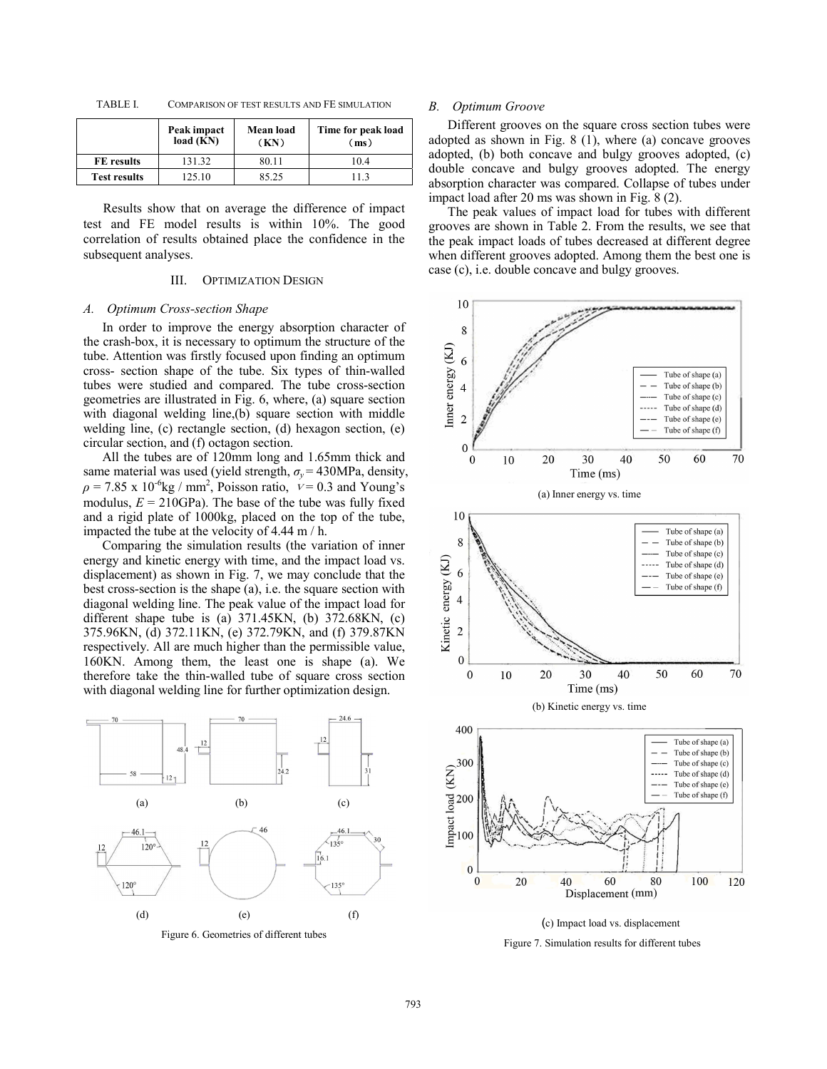TABLE I. COMPARISON OF TEST RESULTS AND FE SIMULATION

| | Peak impact load (KN) | Mean load （KN） | Time for peak load （ms） |
|---|---|---|---|
| **FE results** | 131.32 | 80.11 | 10.4 |
| **Test results** | 125.10 | 85.25 | 11.3 |

Results show that on average the difference of impact test and FE model results is within 10%. The good correlation of results obtained place the confidence in the subsequent analyses.

## III. OPTIMIZATION DESIGN

### *A. Optimum Cross-section Shape*

In order to improve the energy absorption character of the crash-box, it is necessary to optimum the structure of the tube. Attention was firstly focused upon finding an optimum cross- section shape of the tube. Six types of thin-walled tubes were studied and compared. The tube cross-section geometries are illustrated in Fig. 6, where, (a) square section with diagonal welding line,(b) square section with middle welding line, (c) rectangle section, (d) hexagon section, (e) circular section, and (f) octagon section.

All the tubes are of 120mm long and 1.65mm thick and same material was used (yield strength, $\sigma_y$ = 430MPa, density, $\rho$ = 7.85 x $10^{-6}$kg / $mm^2$, Poisson ratio, $\nu$ = 0.3 and Young's modulus, $E$ = 210GPa). The base of the tube was fully fixed and a rigid plate of 1000kg, placed on the top of the tube, impacted the tube at the velocity of 4.44 m / h.

Comparing the simulation results (the variation of inner energy and kinetic energy with time, and the impact load vs. displacement) as shown in Fig. 7, we may conclude that the best cross-section is the shape (a), i.e. the square section with diagonal welding line. The peak value of the impact load for different shape tube is (a) 371.45KN, (b) 372.68KN, (c) 375.96KN, (d) 372.11KN, (e) 372.79KN, and (f) 379.87KN respectively. All are much higher than the permissible value, 160KN. Among them, the least one is shape (a). We therefore take the thin-walled tube of square cross section with diagonal welding line for further optimization design.

Figure 6. Geometries of different tubes

### *B. Optimum Groove*

Different grooves on the square cross section tubes were adopted as shown in Fig. 8 (1), where (a) concave grooves adopted, (b) both concave and bulgy grooves adopted, (c) double concave and bulgy grooves adopted. The energy absorption character was compared. Collapse of tubes under impact load after 20 ms was shown in Fig. 8 (2).

The peak values of impact load for tubes with different grooves are shown in Table 2. From the results, we see that the peak impact loads of tubes decreased at different degree when different grooves adopted. Among them the best one is case (c), i.e. double concave and bulgy grooves.

(a) Inner energy vs. time

(b) Kinetic energy vs. time

(c) Impact load vs. displacement

Figure 7. Simulation results for different tubes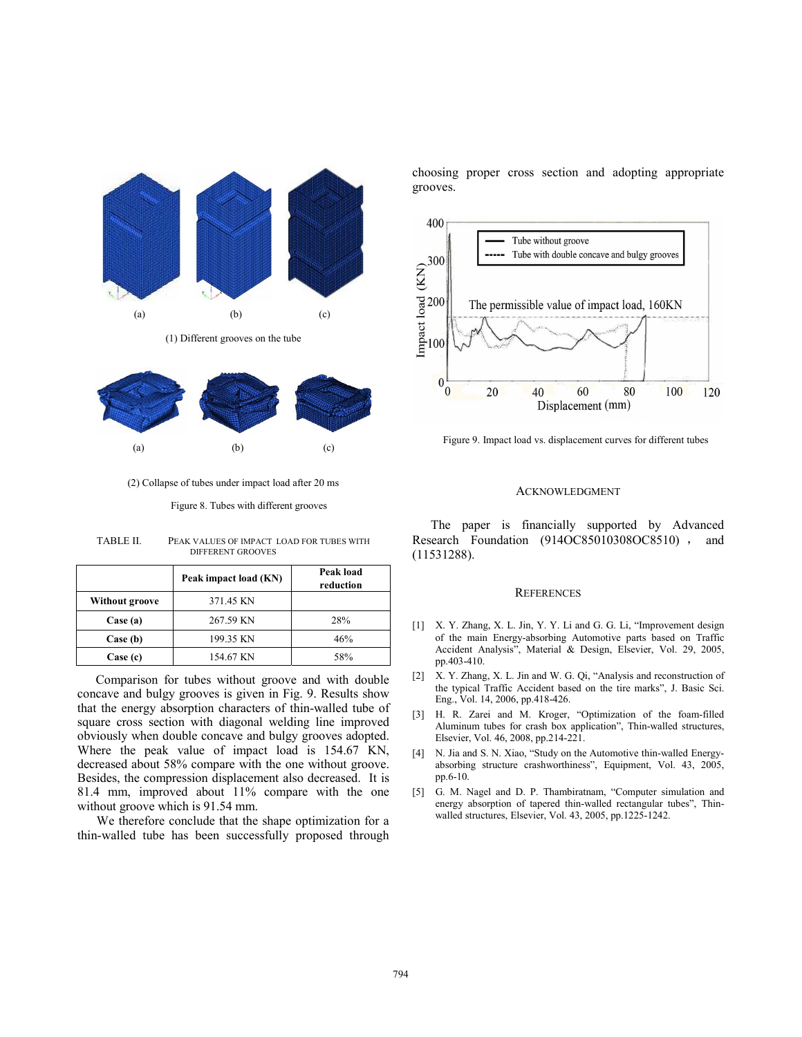(a) (b) (c)

(1) Different grooves on the tube

(a) (b) (c)

(2) Collapse of tubes under impact load after 20 ms

Figure 8. Tubes with different grooves

TABLE II. PEAK VALUES OF IMPACT LOAD FOR TUBES WITH DIFFERENT GROOVES

| | Peak impact load (KN) | Peak load reduction |
|---|---|---|
| **Without groove** | 371.45 KN | |
| **Case (a)** | 267.59 KN | 28% |
| **Case (b)** | 199.35 KN | 46% |
| **Case (c)** | 154.67 KN | 58% |

Comparison for tubes without groove and with double concave and bulgy grooves is given in Fig. 9. Results show that the energy absorption characters of thin-walled tube of square cross section with diagonal welding line improved obviously when double concave and bulgy grooves adopted. Where the peak value of impact load is 154.67 KN, decreased about 58% compare with the one without groove. Besides, the compression displacement also decreased. It is 81.4 mm, improved about 11% compare with the one without groove which is 91.54 mm.

We therefore conclude that the shape optimization for a thin-walled tube has been successfully proposed through choosing proper cross section and adopting appropriate grooves.

Tube without groove
Tube with double concave and bulgy grooves
The permissible value of impact load, 160KN
Impact load (KN)
Displacement (mm)
0 20 40 60 80 100 120
0 100 200 300 400

Figure 9. Impact load vs. displacement curves for different tubes

## ACKNOWLEDGMENT

The paper is financially supported by Advanced Research Foundation (914OC85010308OC8510) , and (11531288).

## REFERENCES

[1] X. Y. Zhang, X. L. Jin, Y. Y. Li and G. G. Li, "Improvement design of the main Energy-absorbing Automotive parts based on Traffic Accident Analysis", Material & Design, Elsevier, Vol. 29, 2005, pp.403-410.

[2] X. Y. Zhang, X. L. Jin and W. G. Qi, "Analysis and reconstruction of the typical Traffic Accident based on the tire marks", J. Basic Sci. Eng., Vol. 14, 2006, pp.418-426.

[3] H. R. Zarei and M. Kroger, "Optimization of the foam-filled Aluminum tubes for crash box application", Thin-walled structures, Elsevier, Vol. 46, 2008, pp.214-221.

[4] N. Jia and S. N. Xiao, "Study on the Automotive thin-walled Energy-absorbing structure crashworthiness", Equipment, Vol. 43, 2005, pp.6-10.

[5] G. M. Nagel and D. P. Thambiratnam, "Computer simulation and energy absorption of tapered thin-walled rectangular tubes", Thin-walled structures, Elsevier, Vol. 43, 2005, pp.1225-1242.